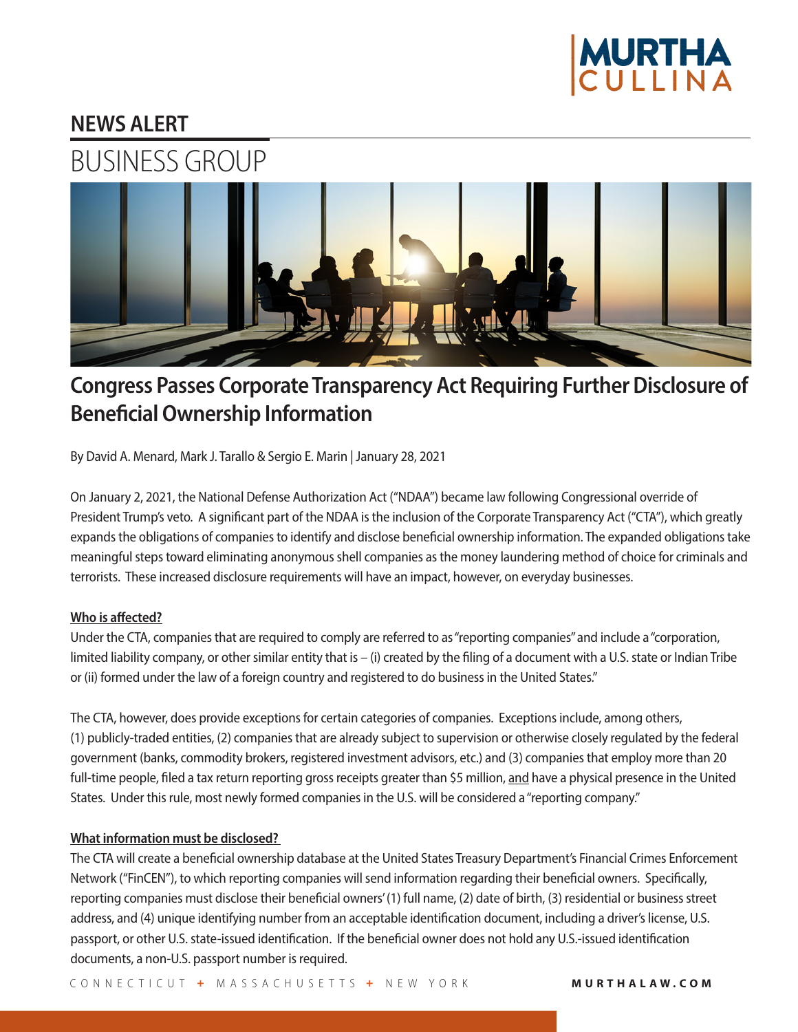# NEWS ALERT

## BUSINESS GROUP

## Congress Passes Corporate Transparency Act Requiring Further Disclosure of Beneficial Ownership Information

By David A. Menard, Mark J. Tarallo & Sergio E. Marin | January 28, 2021

On January 2, 2021, the National Defense Authorization Act ("NDAA") became law following Congressional override of President Trump's veto. A significant part of the NDAA is the inclusion of the Corporate Transparency Act ("CTA"), which greatly expands the obligations of companies to identify and disclose beneficial ownership information. The expanded obligations take meaningful steps toward eliminating anonymous shell companies as the money laundering method of choice for criminals and terrorists. These increased disclosure requirements will have an impact, however, on everyday businesses.

### Who is affected?

Under the CTA, companies that are required to comply are referred to as "reporting companies" and include a "corporation, limited liability company, or other similar entity that is – (i) created by the filing of a document with a U.S. state or Indian Tribe or (ii) formed under the law of a foreign country and registered to do business in the United States."

The CTA, however, does provide exceptions for certain categories of companies. Exceptions include, among others, (1) publicly-traded entities, (2) companies that are already subject to supervision or otherwise closely regulated by the federal government (banks, commodity brokers, registered investment advisors, etc.) and (3) companies that employ more than 20 full-time people, filed a tax return reporting gross receipts greater than $5 million, and have a physical presence in the United States. Under this rule, most newly formed companies in the U.S. will be considered a "reporting company."

### What information must be disclosed?

The CTA will create a beneficial ownership database at the United States Treasury Department's Financial Crimes Enforcement Network ("FinCEN"), to which reporting companies will send information regarding their beneficial owners. Specifically, reporting companies must disclose their beneficial owners' (1) full name, (2) date of birth, (3) residential or business street address, and (4) unique identifying number from an acceptable identification document, including a driver's license, U.S. passport, or other U.S. state-issued identification. If the beneficial owner does not hold any U.S.-issued identification documents, a non-U.S. passport number is required.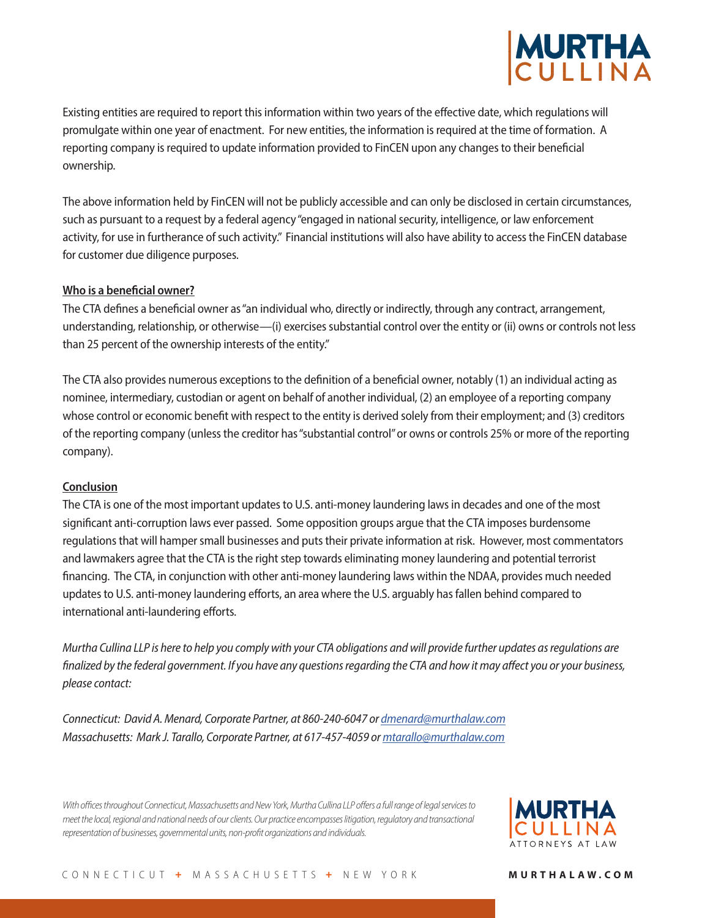Existing entities are required to report this information within two years of the effective date, which regulations will promulgate within one year of enactment. For new entities, the information is required at the time of formation. A reporting company is required to update information provided to FinCEN upon any changes to their beneficial ownership.

The above information held by FinCEN will not be publicly accessible and can only be disclosed in certain circumstances, such as pursuant to a request by a federal agency "engaged in national security, intelligence, or law enforcement activity, for use in furtherance of such activity." Financial institutions will also have ability to access the FinCEN database for customer due diligence purposes.

**Who is a beneficial owner?**

The CTA defines a beneficial owner as "an individual who, directly or indirectly, through any contract, arrangement, understanding, relationship, or otherwise—(i) exercises substantial control over the entity or (ii) owns or controls not less than 25 percent of the ownership interests of the entity."

The CTA also provides numerous exceptions to the definition of a beneficial owner, notably (1) an individual acting as nominee, intermediary, custodian or agent on behalf of another individual, (2) an employee of a reporting company whose control or economic benefit with respect to the entity is derived solely from their employment; and (3) creditors of the reporting company (unless the creditor has "substantial control" or owns or controls 25% or more of the reporting company).

**Conclusion**

The CTA is one of the most important updates to U.S. anti-money laundering laws in decades and one of the most significant anti-corruption laws ever passed. Some opposition groups argue that the CTA imposes burdensome regulations that will hamper small businesses and puts their private information at risk. However, most commentators and lawmakers agree that the CTA is the right step towards eliminating money laundering and potential terrorist financing. The CTA, in conjunction with other anti-money laundering laws within the NDAA, provides much needed updates to U.S. anti-money laundering efforts, an area where the U.S. arguably has fallen behind compared to international anti-laundering efforts.

*Murtha Cullina LLP is here to help you comply with your CTA obligations and will provide further updates as regulations are finalized by the federal government. If you have any questions regarding the CTA and how it may affect you or your business, please contact:*

*Connecticut: David A. Menard, Corporate Partner, at 860-240-6047 or dmenard@murthalaw.com*
*Massachusetts: Mark J. Tarallo, Corporate Partner, at 617-457-4059 or mtarallo@murthalaw.com*

*With offices throughout Connecticut, Massachusetts and New York, Murtha Cullina LLP offers a full range of legal services to meet the local, regional and national needs of our clients. Our practice encompasses litigation, regulatory and transactional representation of businesses, governmental units, non-profit organizations and individuals.*

MURTHA CULLINA
ATTORNEYS AT LAW

CONNECTICUT + MASSACHUSETTS + NEW YORK

MURTHALAW.COM